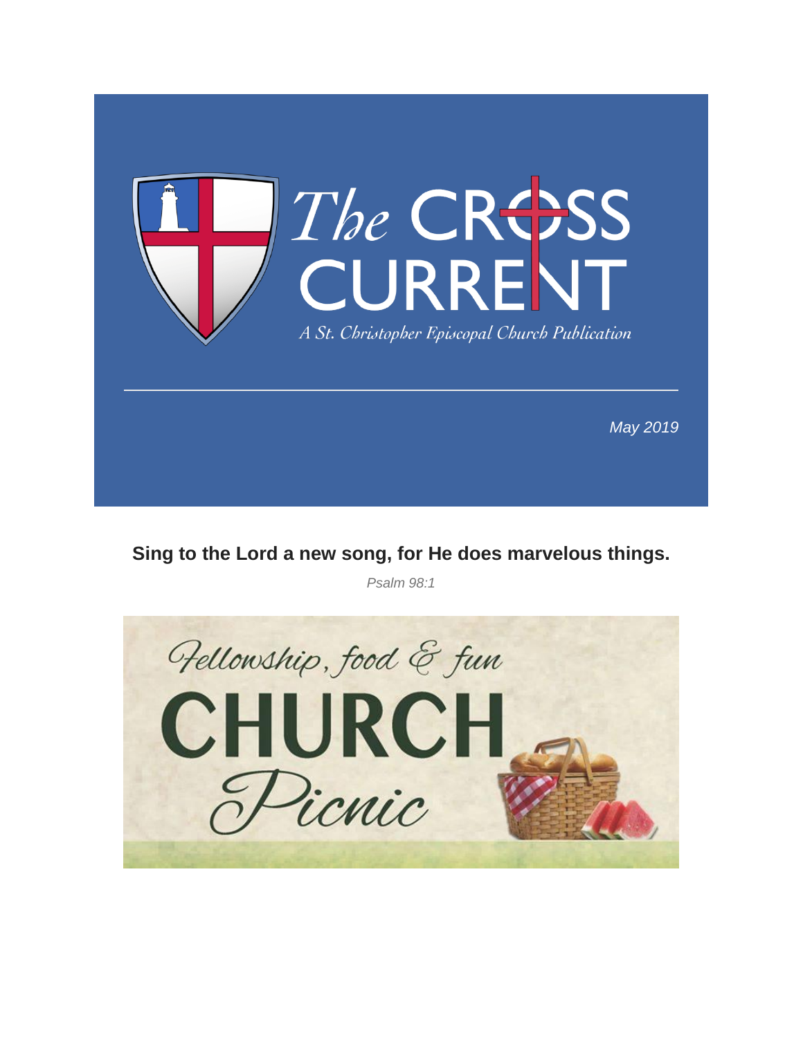# The CROSS CURRENT

*A St. Christopher Episcopal Church Publication*

---

*May 2019*

## Sing to the Lord a new song, for He does marvelous things.

*Psalm 98:1*

Fellowship, food & fun

# CHURCH Picnic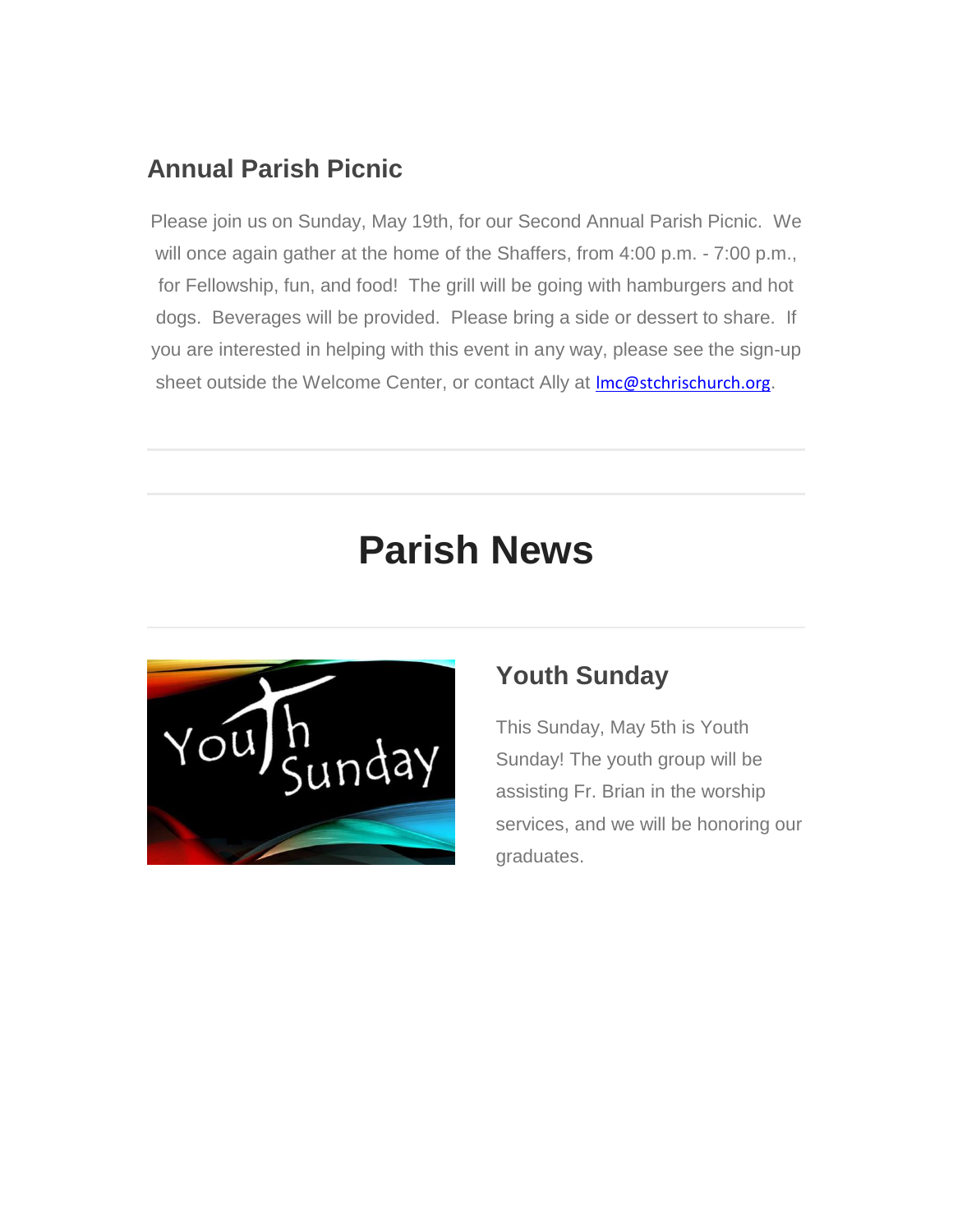## Annual Parish Picnic

Please join us on Sunday, May 19th, for our Second Annual Parish Picnic. We will once again gather at the home of the Shaffers, from 4:00 p.m. - 7:00 p.m., for Fellowship, fun, and food! The grill will be going with hamburgers and hot dogs. Beverages will be provided. Please bring a side or dessert to share. If you are interested in helping with this event in any way, please see the sign-up sheet outside the Welcome Center, or contact Ally at lmc@stchrischurch.org.

---

# Parish News

---

## Youth Sunday

This Sunday, May 5th is Youth Sunday! The youth group will be assisting Fr. Brian in the worship services, and we will be honoring our graduates.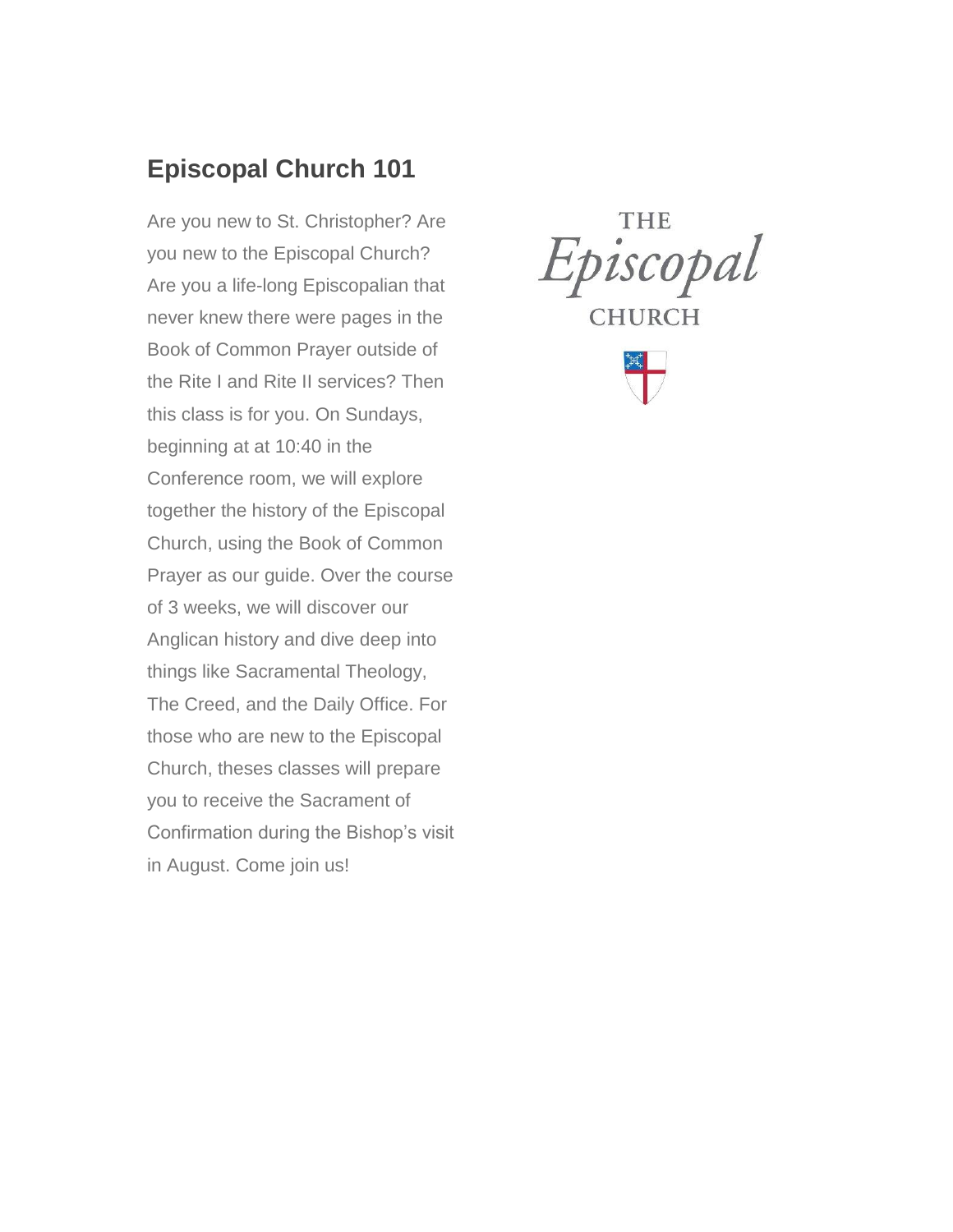## Episcopal Church 101

Are you new to St. Christopher? Are you new to the Episcopal Church? Are you a life-long Episcopalian that never knew there were pages in the Book of Common Prayer outside of the Rite I and Rite II services? Then this class is for you. On Sundays, beginning at at 10:40 in the Conference room, we will explore together the history of the Episcopal Church, using the Book of Common Prayer as our guide. Over the course of 3 weeks, we will discover our Anglican history and dive deep into things like Sacramental Theology, The Creed, and the Daily Office. For those who are new to the Episcopal Church, theses classes will prepare you to receive the Sacrament of Confirmation during the Bishop's visit in August. Come join us!

THE *Episcopal* CHURCH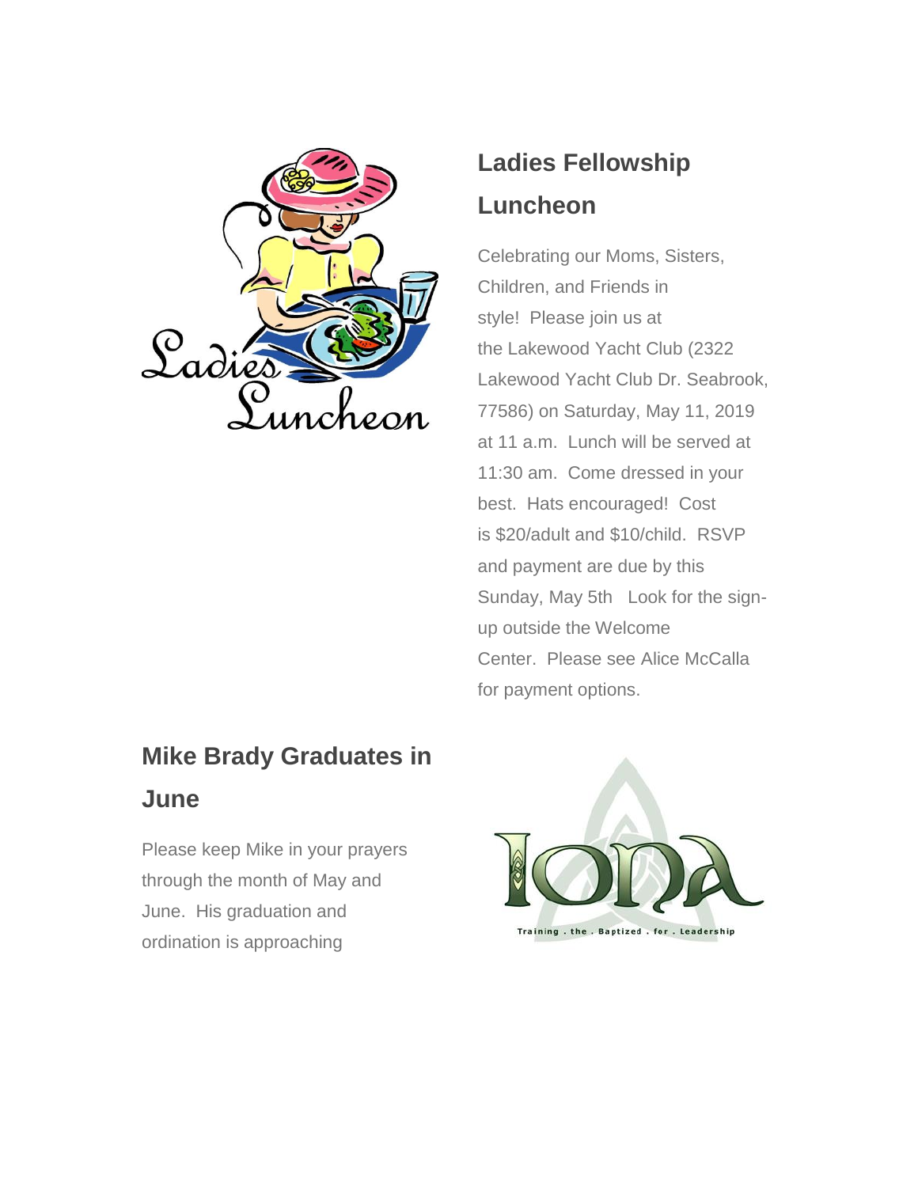## Ladies Fellowship Luncheon

Celebrating our Moms, Sisters, Children, and Friends in style! Please join us at the Lakewood Yacht Club (2322 Lakewood Yacht Club Dr. Seabrook, 77586) on Saturday, May 11, 2019 at 11 a.m. Lunch will be served at 11:30 am. Come dressed in your best. Hats encouraged! Cost is $20/adult and $10/child. RSVP and payment are due by this Sunday, May 5th Look for the sign-up outside the Welcome Center. Please see Alice McCalla for payment options.

## Mike Brady Graduates in June

Please keep Mike in your prayers through the month of May and June. His graduation and ordination is approaching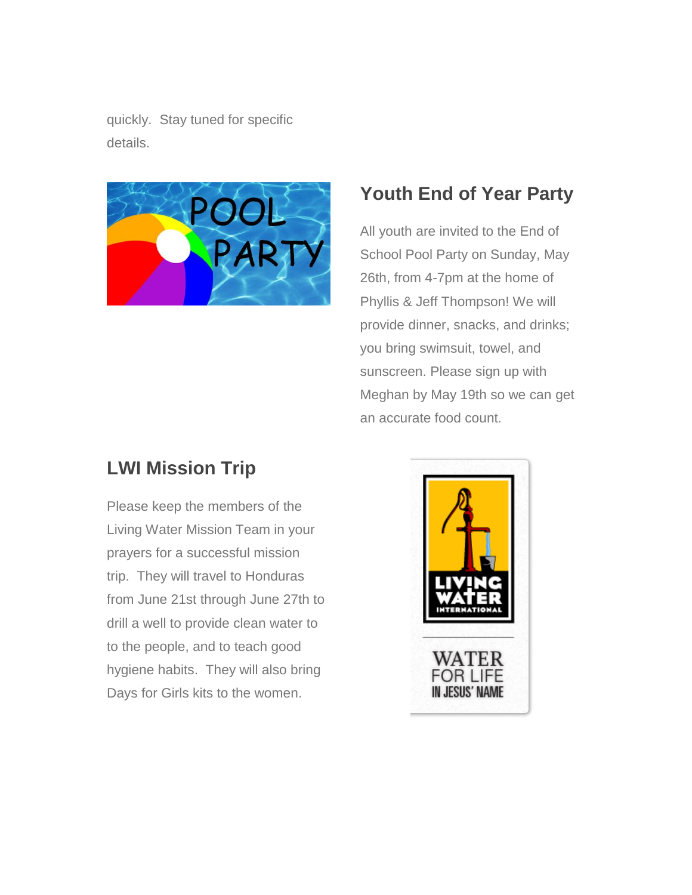quickly.  Stay tuned for specific details.

## Youth End of Year Party

All youth are invited to the End of School Pool Party on Sunday, May 26th, from 4-7pm at the home of Phyllis & Jeff Thompson! We will provide dinner, snacks, and drinks; you bring swimsuit, towel, and sunscreen. Please sign up with Meghan by May 19th so we can get an accurate food count.

## LWI Mission Trip

Please keep the members of the Living Water Mission Team in your prayers for a successful mission trip.  They will travel to Honduras from June 21st through June 27th to drill a well to provide clean water to to the people, and to teach good hygiene habits.  They will also bring Days for Girls kits to the women.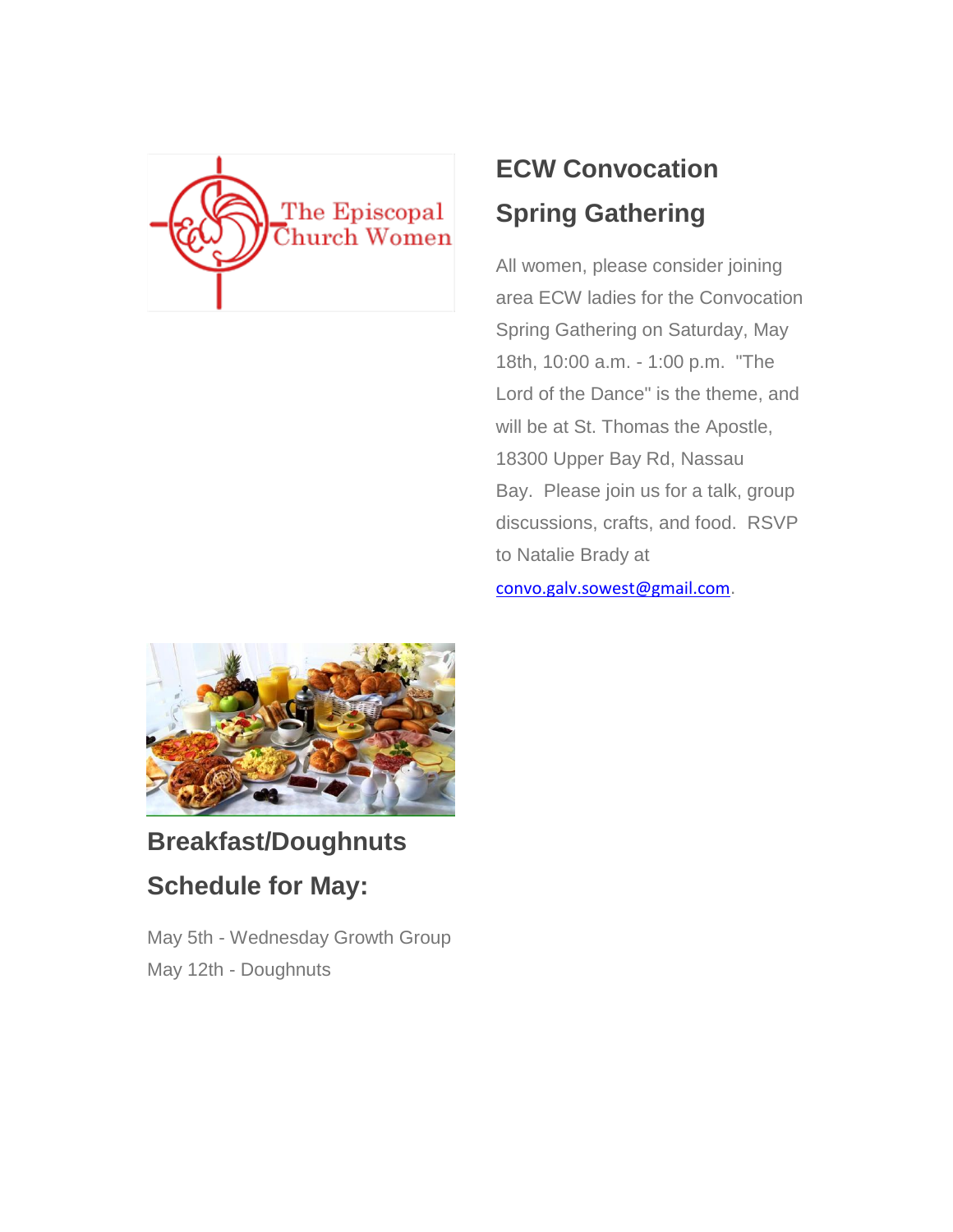## ECW Convocation Spring Gathering

All women, please consider joining area ECW ladies for the Convocation Spring Gathering on Saturday, May 18th, 10:00 a.m. - 1:00 p.m. "The Lord of the Dance" is the theme, and will be at St. Thomas the Apostle, 18300 Upper Bay Rd, Nassau Bay. Please join us for a talk, group discussions, crafts, and food. RSVP to Natalie Brady at convo.galv.sowest@gmail.com.

## Breakfast/Doughnuts Schedule for May:

May 5th - Wednesday Growth Group
May 12th - Doughnuts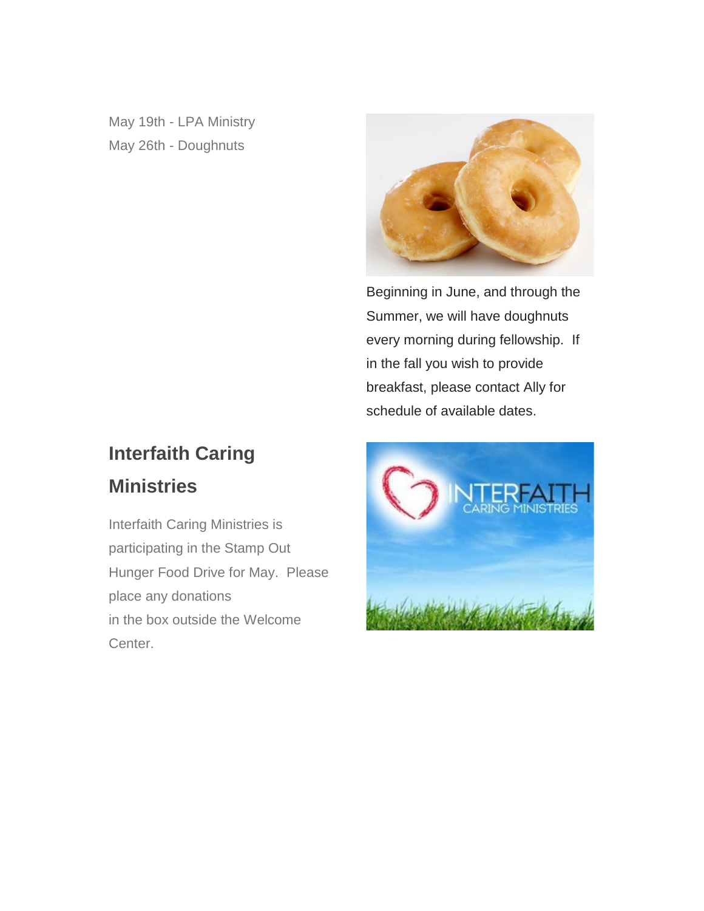May 19th - LPA Ministry
May 26th - Doughnuts

Beginning in June, and through the Summer, we will have doughnuts every morning during fellowship. If in the fall you wish to provide breakfast, please contact Ally for schedule of available dates.

## Interfaith Caring Ministries

Interfaith Caring Ministries is participating in the Stamp Out Hunger Food Drive for May. Please place any donations in the box outside the Welcome Center.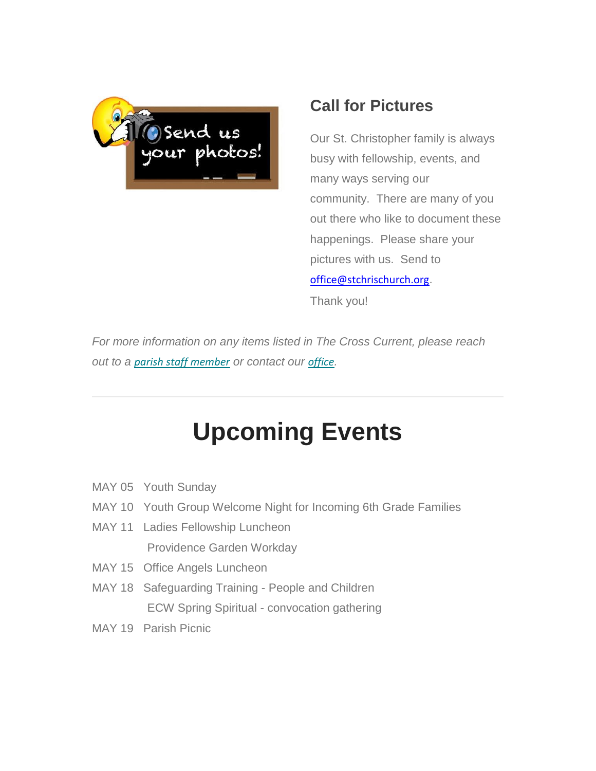## Call for Pictures

Our St. Christopher family is always busy with fellowship, events, and many ways serving our community.  There are many of you out there who like to document these happenings.  Please share your pictures with us.  Send to office@stchrischurch.org.
Thank you!

*For more information on any items listed in The Cross Current, please reach out to a parish staff member or contact our office.*

---

# Upcoming Events

MAY 05   Youth Sunday
MAY 10   Youth Group Welcome Night for Incoming 6th Grade Families
MAY 11   Ladies Fellowship Luncheon
              Providence Garden Workday
MAY 15   Office Angels Luncheon
MAY 18   Safeguarding Training - People and Children
              ECW Spring Spiritual - convocation gathering
MAY 19   Parish Picnic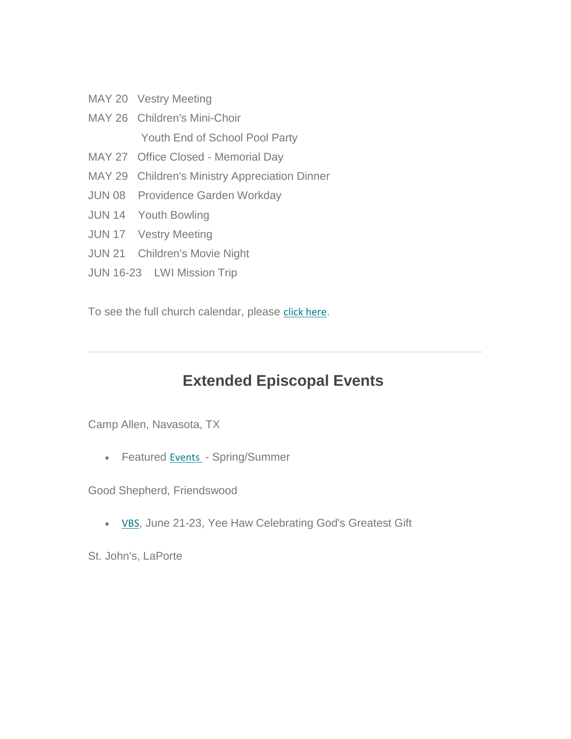MAY 20   Vestry Meeting

MAY 26   Children's Mini-Choir

Youth End of School Pool Party

MAY 27   Office Closed - Memorial Day

MAY 29   Children's Ministry Appreciation Dinner

JUN 08   Providence Garden Workday

JUN 14   Youth Bowling

JUN 17   Vestry Meeting

JUN 21   Children's Movie Night

JUN 16-23   LWI Mission Trip

To see the full church calendar, please click here.

---

## Extended Episcopal Events

Camp Allen, Navasota, TX

- Featured Events - Spring/Summer

Good Shepherd, Friendswood

- VBS, June 21-23, Yee Haw Celebrating God's Greatest Gift

St. John's, LaPorte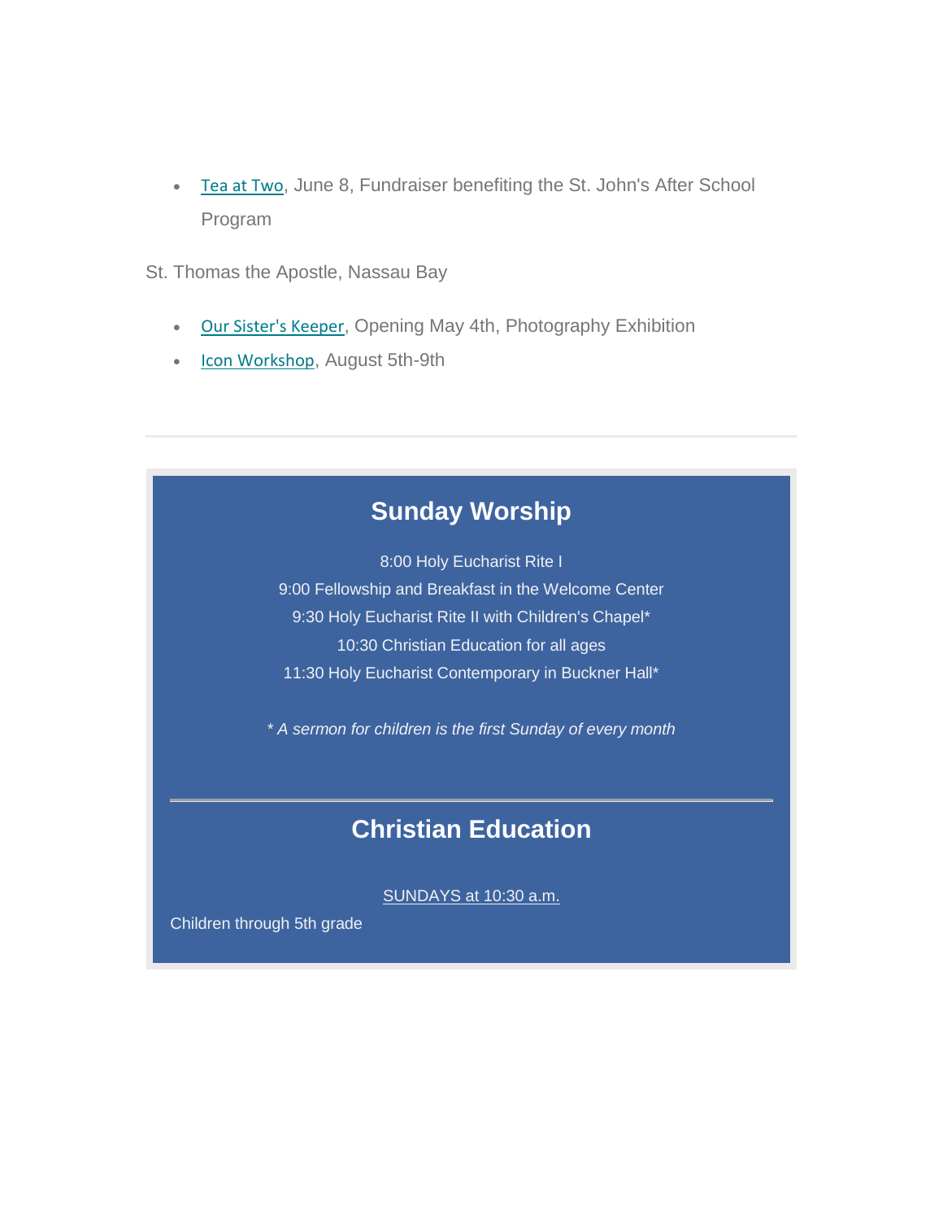- Tea at Two, June 8, Fundraiser benefiting the St. John's After School Program

St. Thomas the Apostle, Nassau Bay

- Our Sister's Keeper, Opening May 4th, Photography Exhibition
- Icon Workshop, August 5th-9th

---

## Sunday Worship

8:00 Holy Eucharist Rite I

9:00 Fellowship and Breakfast in the Welcome Center

9:30 Holy Eucharist Rite II with Children's Chapel*

10:30 Christian Education for all ages

11:30 Holy Eucharist Contemporary in Buckner Hall*

*\* A sermon for children is the first Sunday of every month*

---

## Christian Education

SUNDAYS at 10:30 a.m.

Children through 5th grade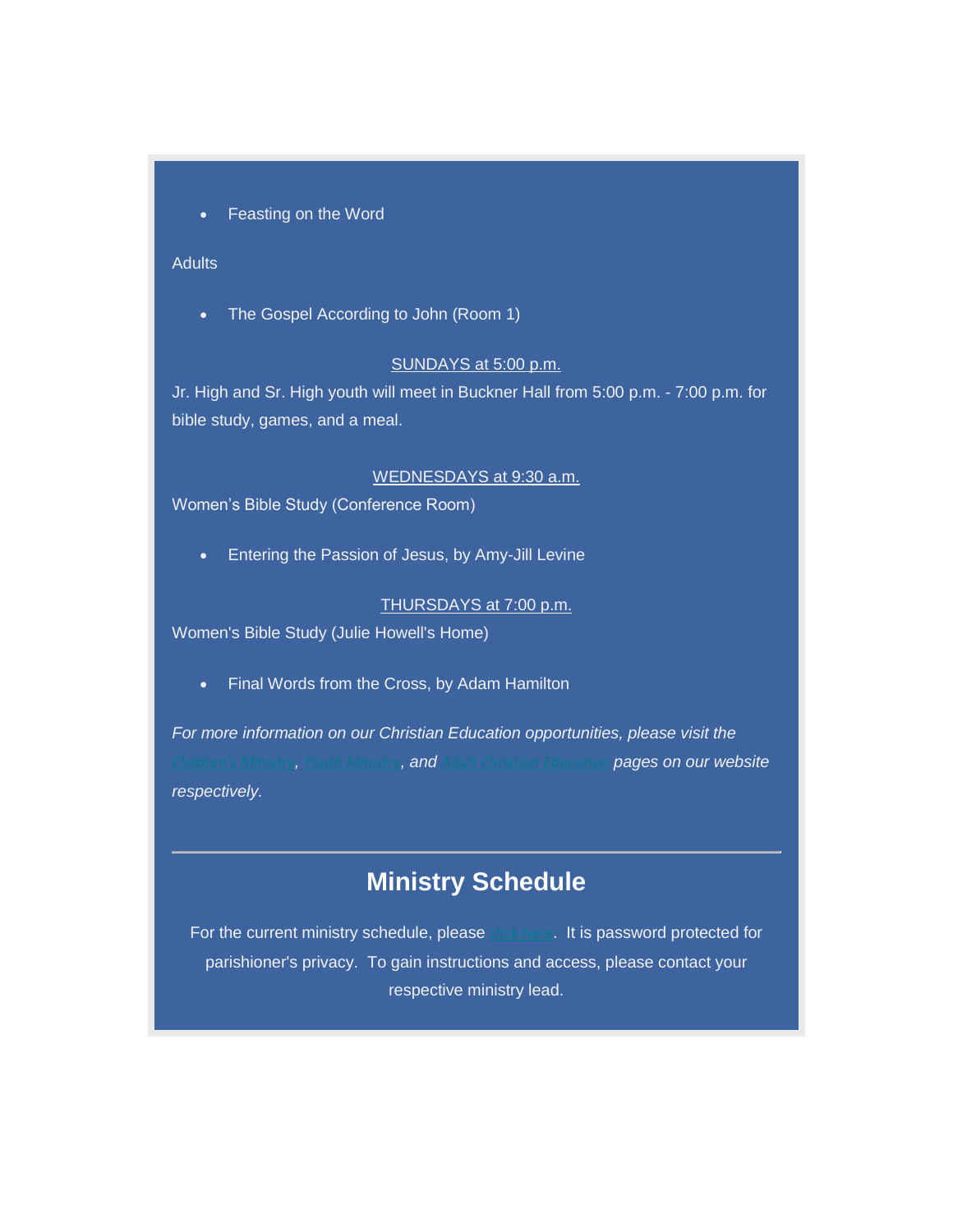- Feasting on the Word

Adults

- The Gospel According to John (Room 1)

SUNDAYS at 5:00 p.m.

Jr. High and Sr. High youth will meet in Buckner Hall from 5:00 p.m. - 7:00 p.m. for bible study, games, and a meal.

WEDNESDAYS at 9:30 a.m.

Women's Bible Study (Conference Room)

- Entering the Passion of Jesus, by Amy-Jill Levine

THURSDAYS at 7:00 p.m.

Women's Bible Study (Julie Howell's Home)

- Final Words from the Cross, by Adam Hamilton

*For more information on our Christian Education opportunities, please visit the Children's Ministry, Youth Ministry, and Adult Christian Education pages on our website respectively.*

---

## Ministry Schedule

For the current ministry schedule, please click here. It is password protected for parishioner's privacy. To gain instructions and access, please contact your respective ministry lead.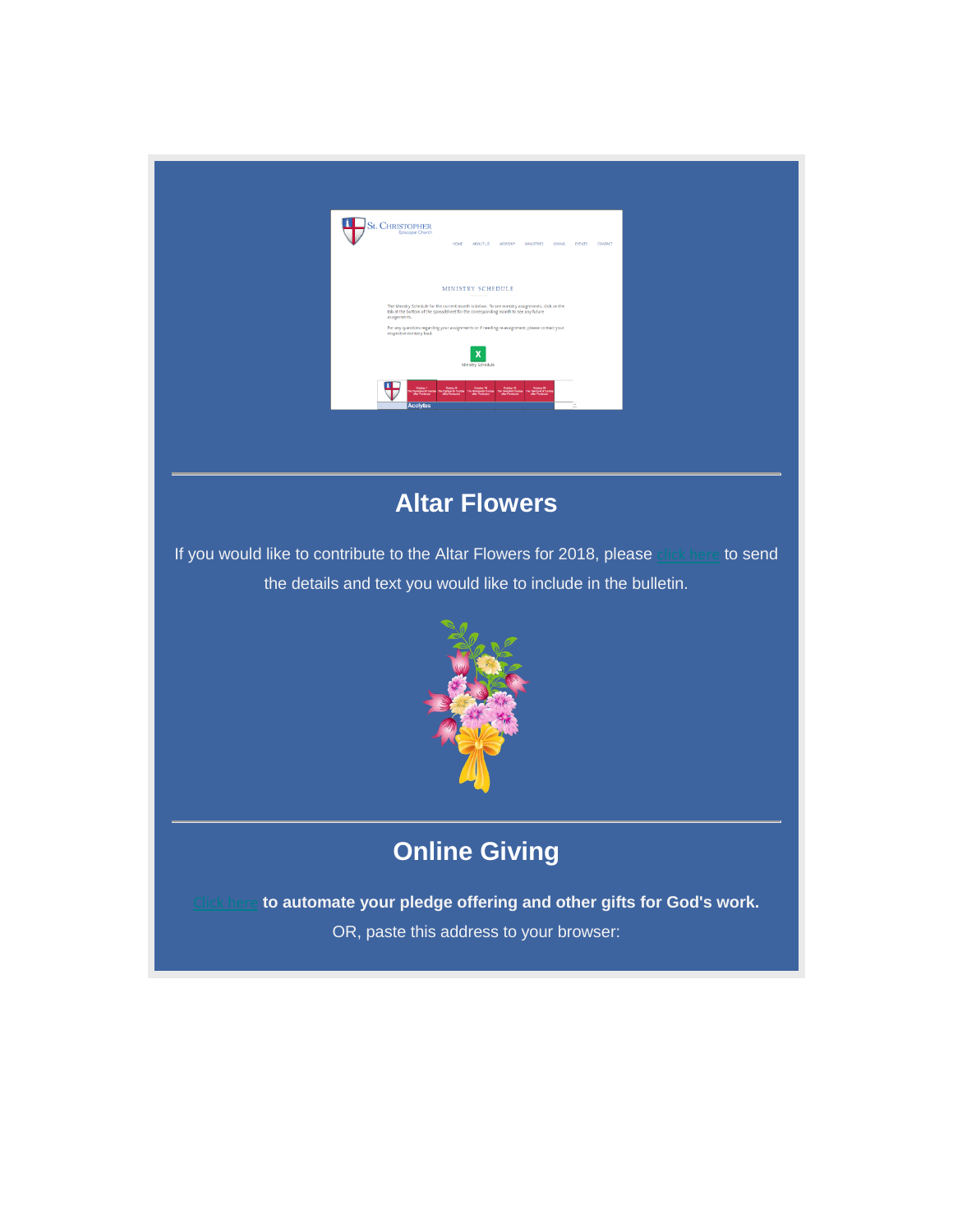## Altar Flowers

If you would like to contribute to the Altar Flowers for 2018, please click here to send the details and text you would like to include in the bulletin.

## Online Giving

**Click here to automate your pledge offering and other gifts for God's work.**

OR, paste this address to your browser: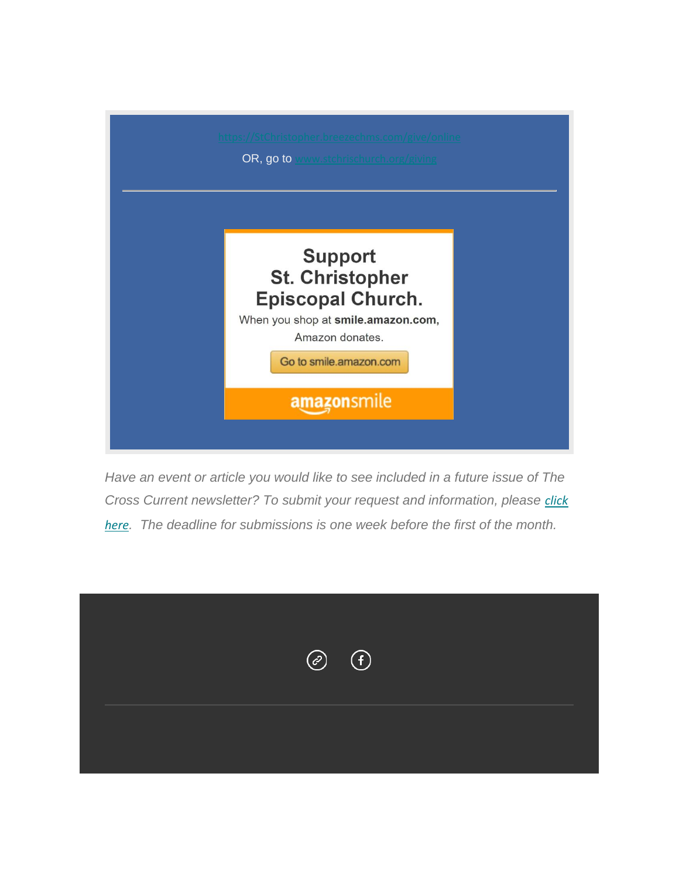https://stChristopher.breezechms.com/give/online

OR, go to www.stchrischurch.org/giving

---

**Support St. Christopher Episcopal Church.**

When you shop at **smile.amazon.com,** Amazon donates.

Go to smile.amazon.com

amazonsmile

*Have an event or article you would like to see included in a future issue of The Cross Current newsletter? To submit your request and information, please click here. The deadline for submissions is one week before the first of the month.*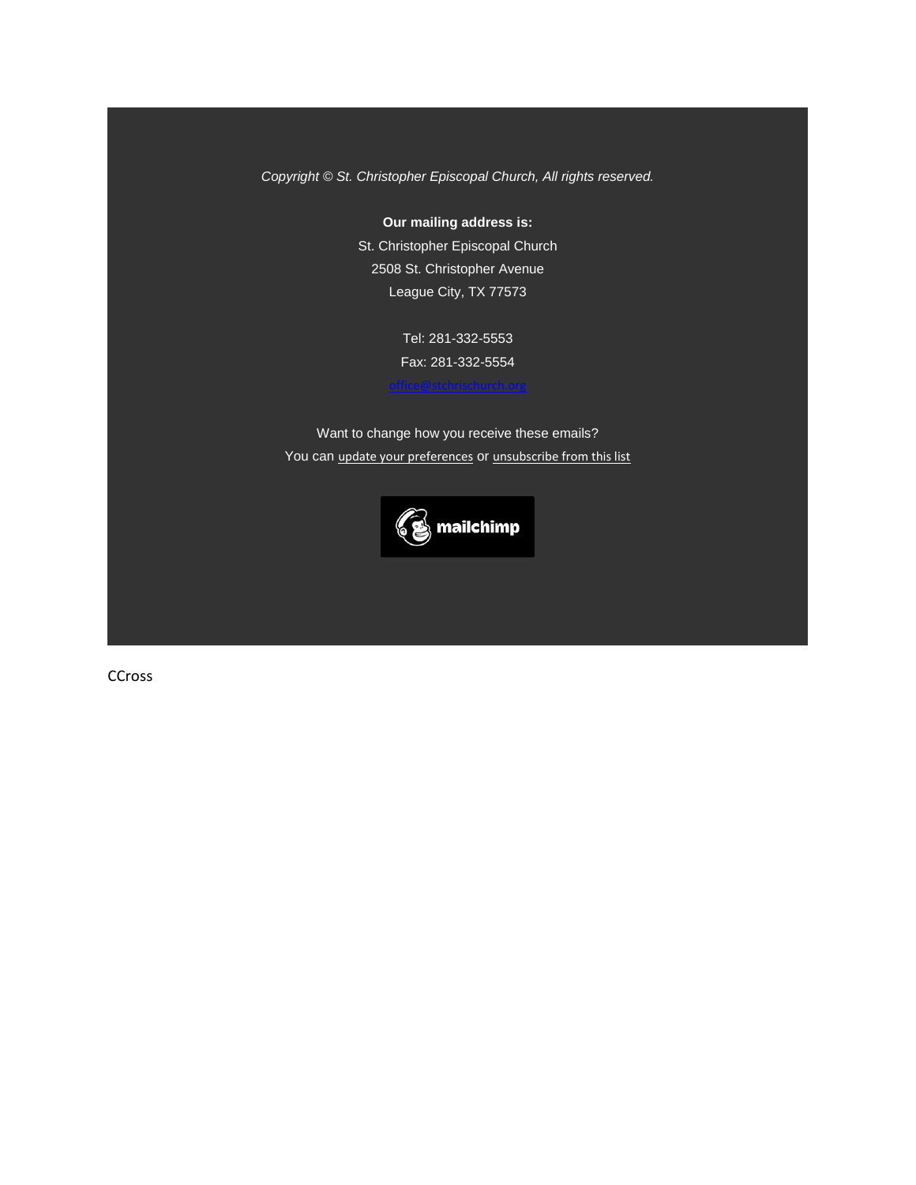*Copyright © St. Christopher Episcopal Church, All rights reserved.*

**Our mailing address is:**
St. Christopher Episcopal Church
2508 St. Christopher Avenue
League City, TX 77573

Tel: 281-332-5553
Fax: 281-332-5554
office@stchrischurch.org

Want to change how you receive these emails?
You can update your preferences or unsubscribe from this list

mailchimp

CCross